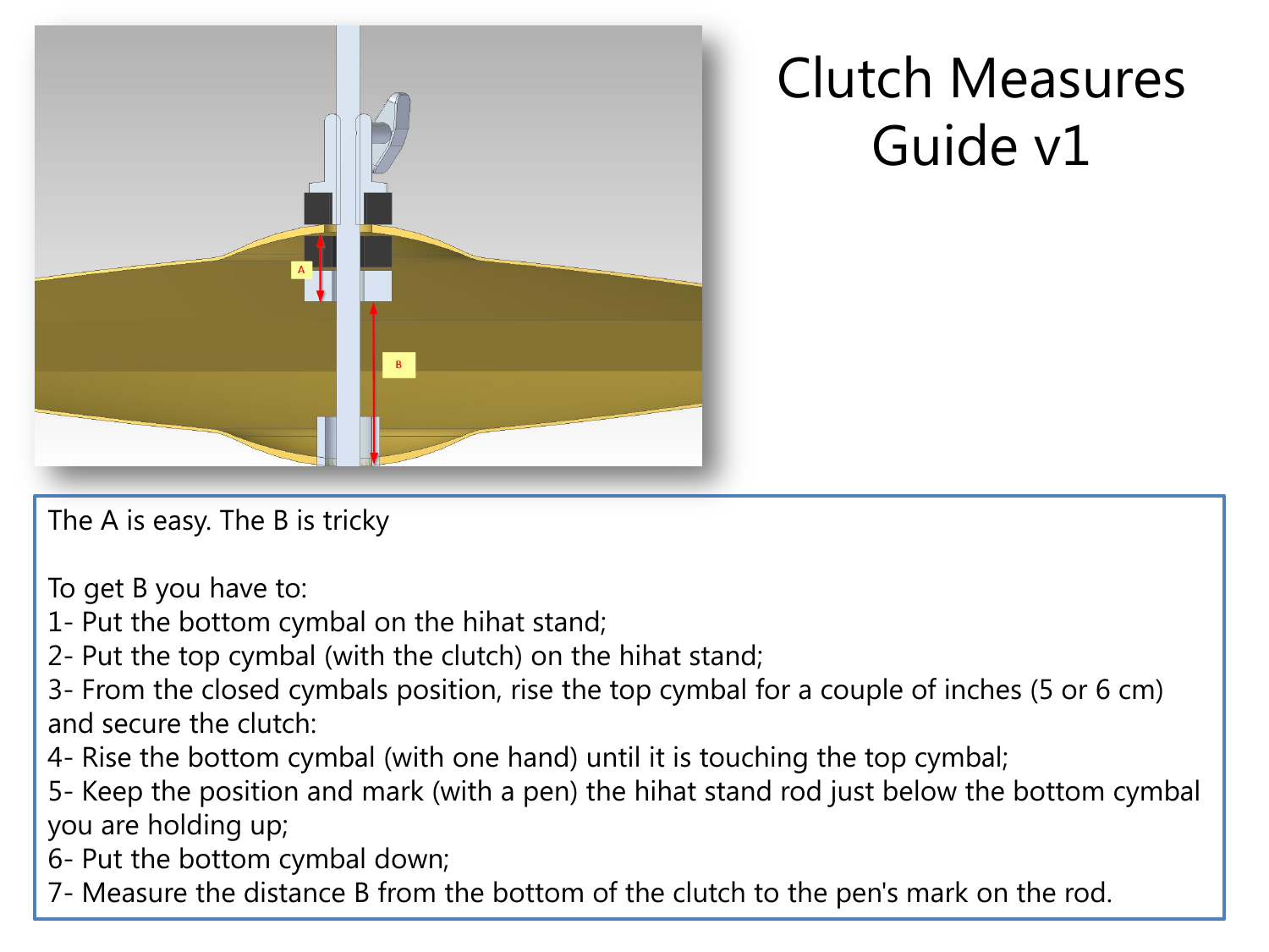# Clutch Measures Guide v1

The A is easy. The B is tricky

To get B you have to:

1- Put the bottom cymbal on the hihat stand;
2- Put the top cymbal (with the clutch) on the hihat stand;
3- From the closed cymbals position, rise the top cymbal for a couple of inches (5 or 6 cm) and secure the clutch:
4- Rise the bottom cymbal (with one hand) until it is touching the top cymbal;
5- Keep the position and mark (with a pen) the hihat stand rod just below the bottom cymbal you are holding up;
6- Put the bottom cymbal down;
7- Measure the distance B from the bottom of the clutch to the pen's mark on the rod.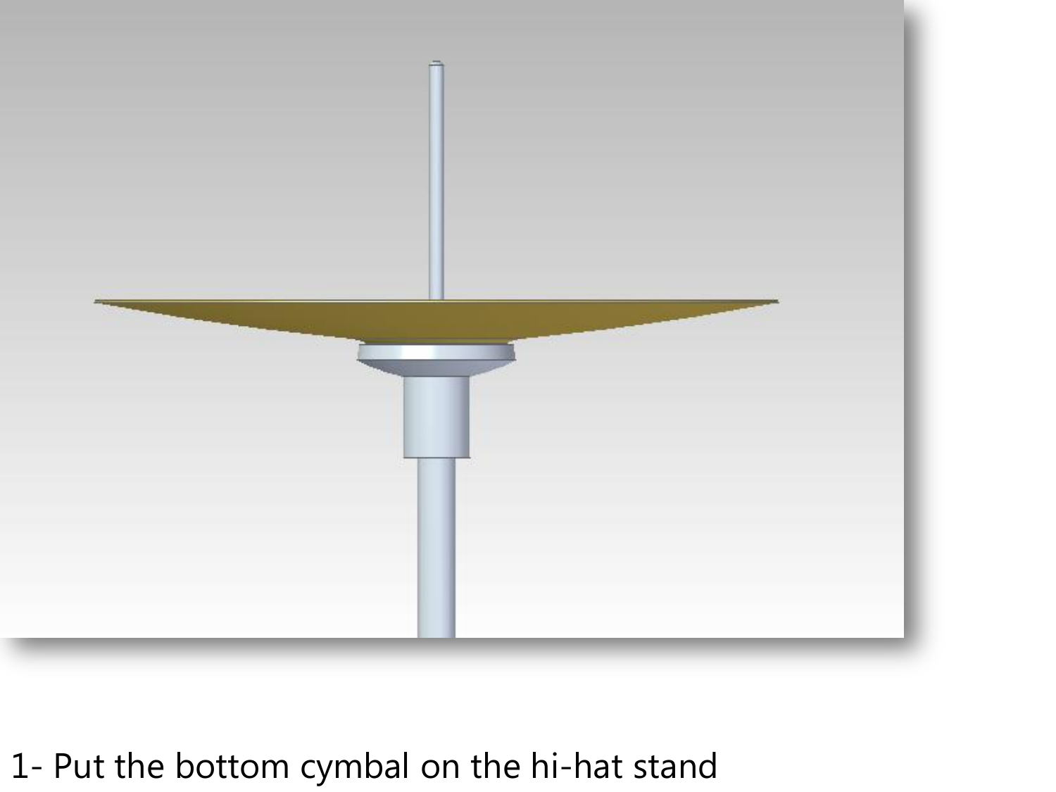1- Put the bottom cymbal on the hi-hat stand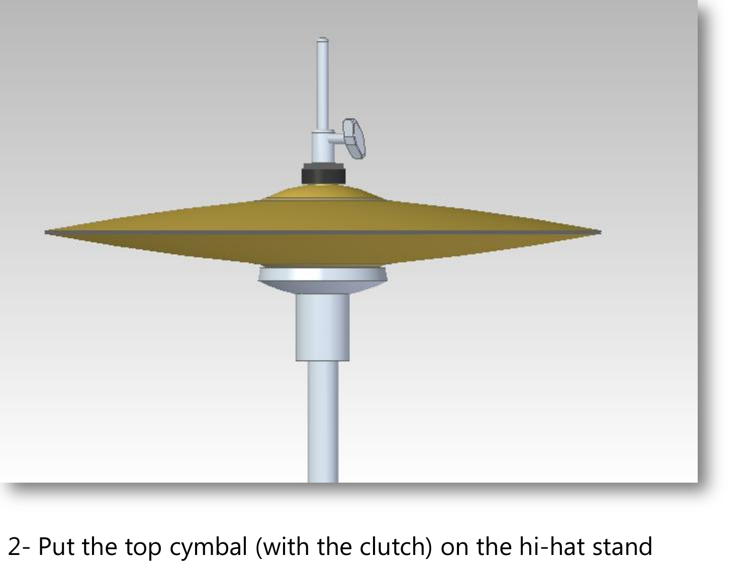2- Put the top cymbal (with the clutch) on the hi-hat stand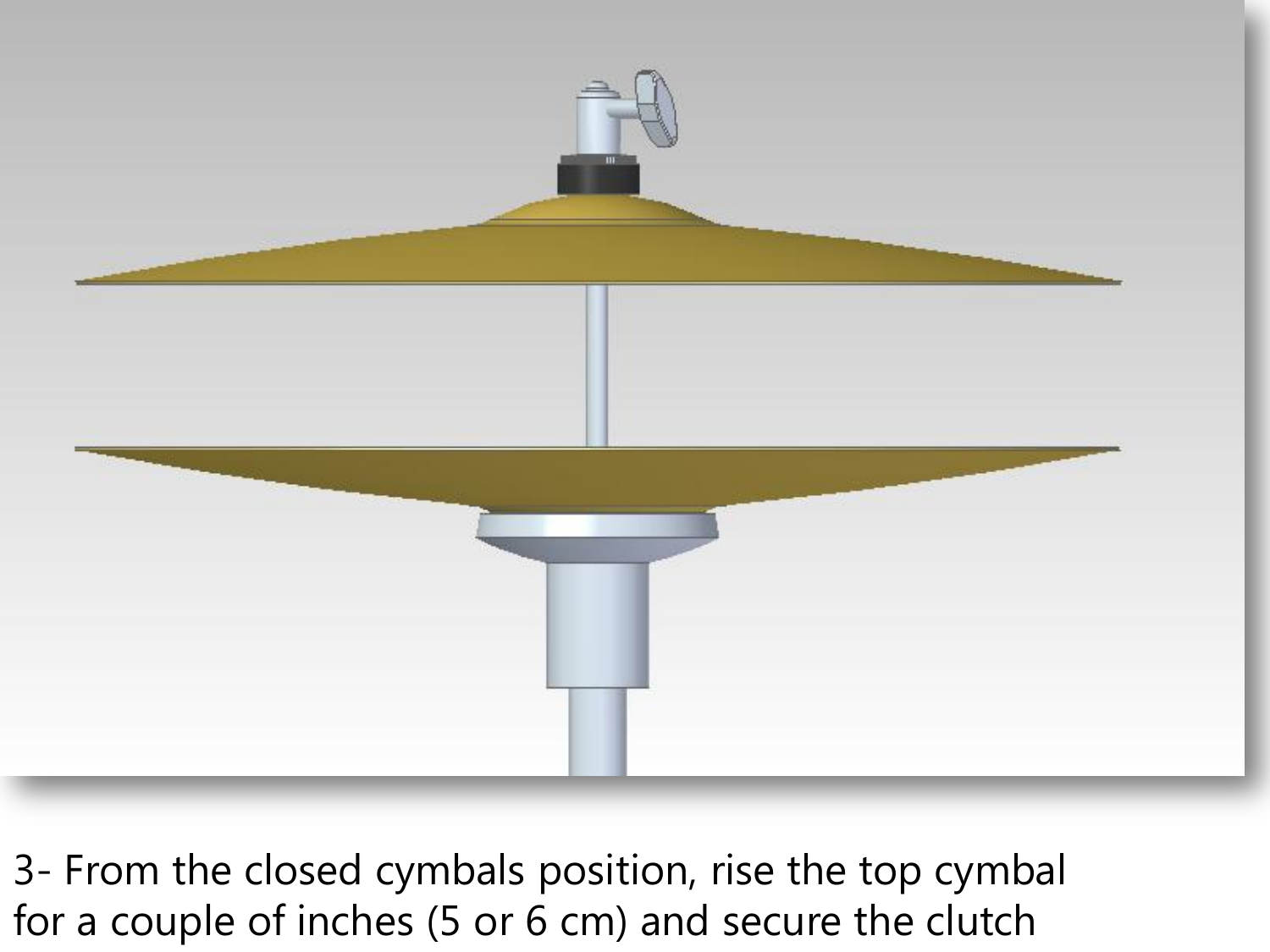3- From the closed cymbals position, rise the top cymbal for a couple of inches (5 or 6 cm) and secure the clutch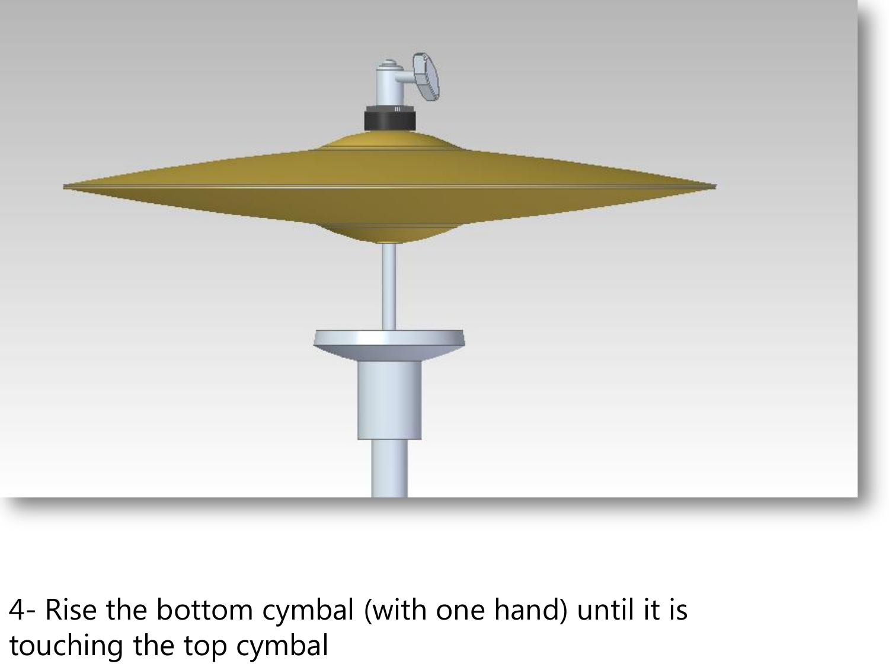4- Rise the bottom cymbal (with one hand) until it is touching the top cymbal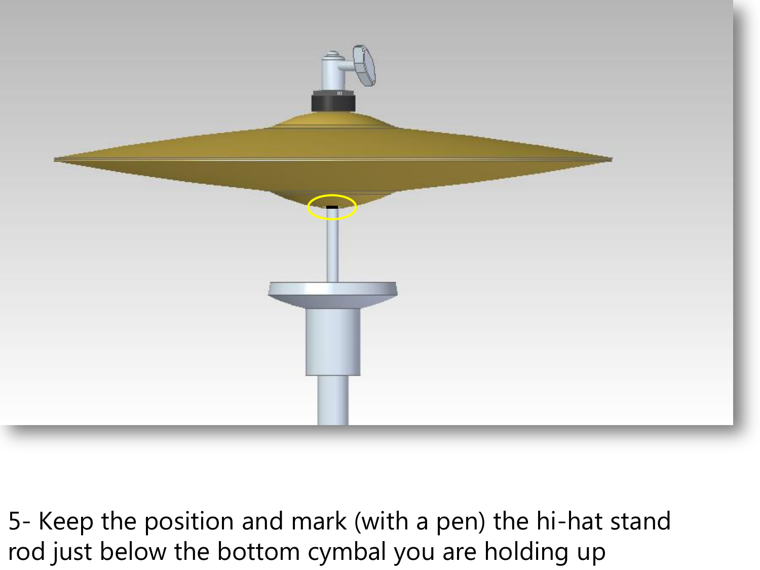5- Keep the position and mark (with a pen) the hi-hat stand rod just below the bottom cymbal you are holding up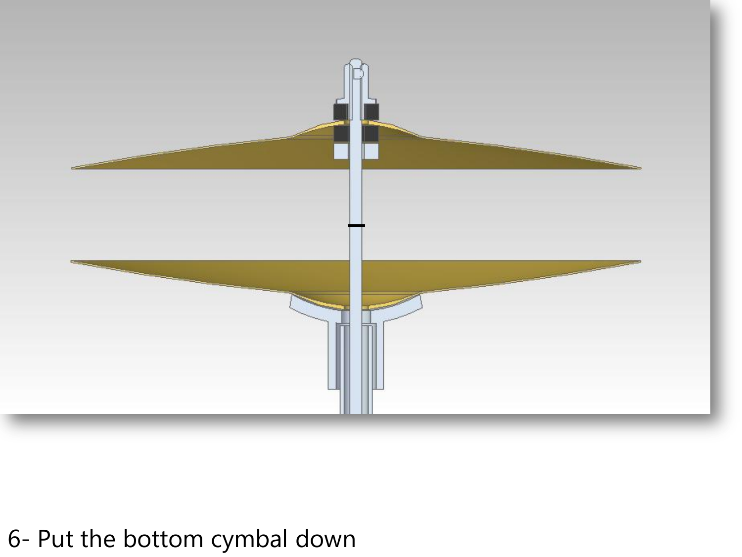6- Put the bottom cymbal down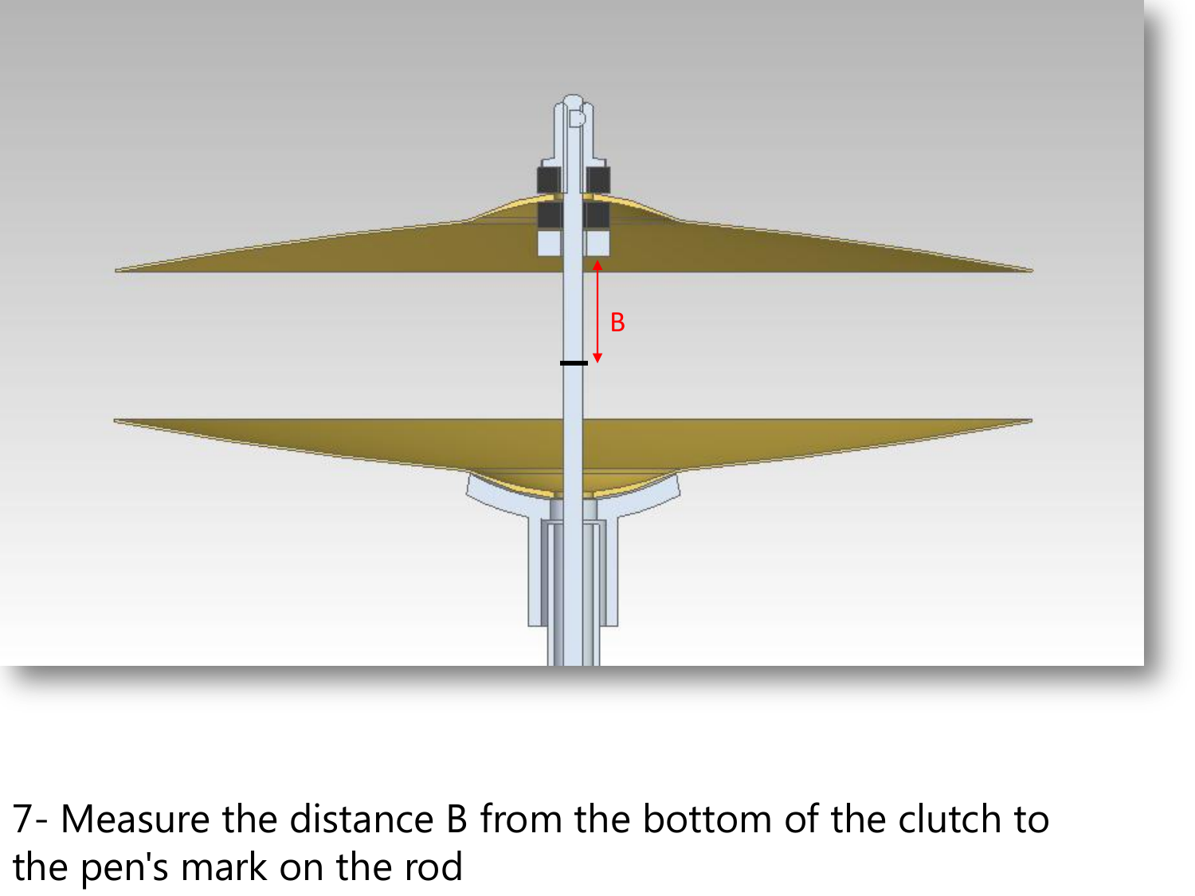7- Measure the distance B from the bottom of the clutch to the pen's mark on the rod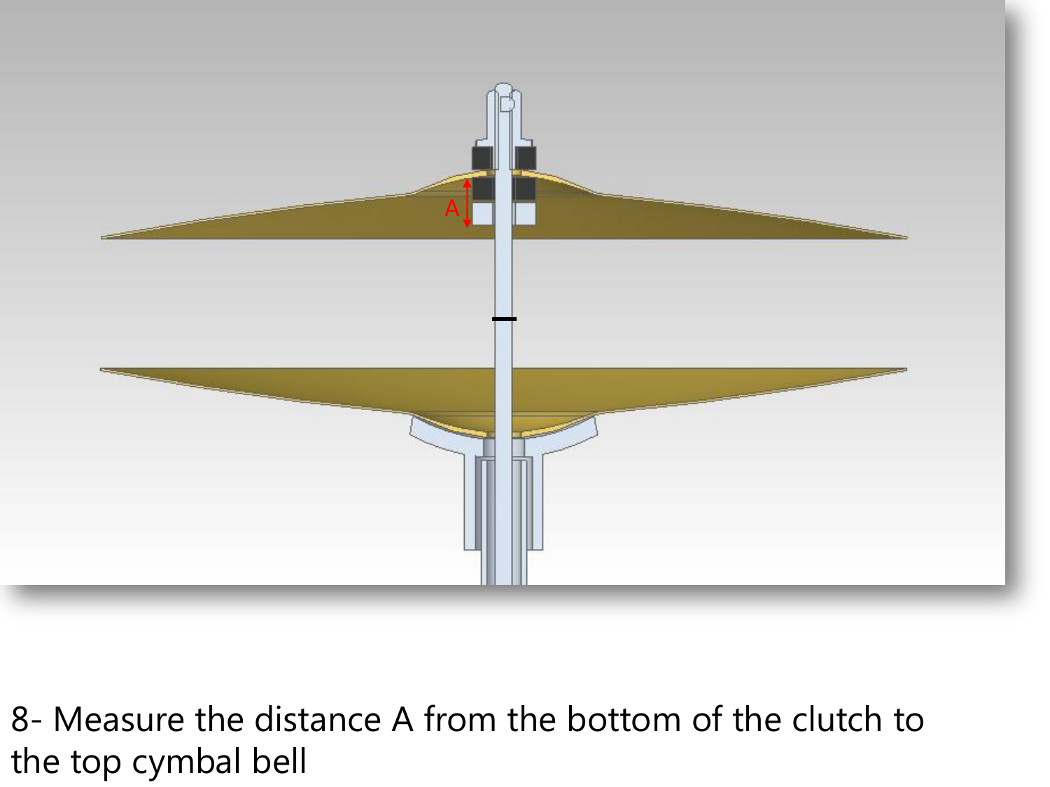8- Measure the distance A from the bottom of the clutch to the top cymbal bell